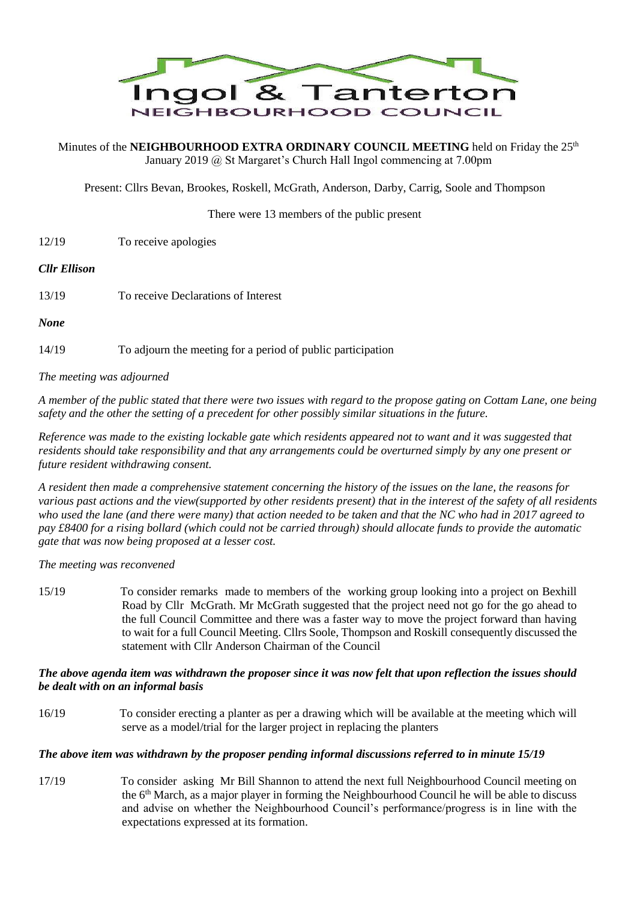# Ingol & Tanterton

## NEIGHBOURHOOD COUNCIL

Minutes of the **NEIGHBOURHOOD EXTRA ORDINARY COUNCIL MEETING** held on Friday the 25th January 2019 @ St Margaret's Church Hall Ingol commencing at 7.00pm

Present: Cllrs Bevan, Brookes, Roskell, McGrath, Anderson, Darby, Carrig, Soole and Thompson

There were 13 members of the public present

12/19 To receive apologies

***Cllr Ellison***

13/19 To receive Declarations of Interest

***None***

14/19 To adjourn the meeting for a period of public participation

*The meeting was adjourned*

*A member of the public stated that there were two issues with regard to the propose gating on Cottam Lane, one being safety and the other the setting of a precedent for other possibly similar situations in the future.*

*Reference was made to the existing lockable gate which residents appeared not to want and it was suggested that residents should take responsibility and that any arrangements could be overturned simply by any one present or future resident withdrawing consent.*

*A resident then made a comprehensive statement concerning the history of the issues on the lane, the reasons for various past actions and the view(supported by other residents present) that in the interest of the safety of all residents who used the lane (and there were many) that action needed to be taken and that the NC who had in 2017 agreed to pay £8400 for a rising bollard (which could not be carried through) should allocate funds to provide the automatic gate that was now being proposed at a lesser cost.*

*The meeting was reconvened*

15/19 To consider remarks made to members of the working group looking into a project on Bexhill Road by Cllr McGrath. Mr McGrath suggested that the project need not go for the go ahead to the full Council Committee and there was a faster way to move the project forward than having to wait for a full Council Meeting. Cllrs Soole, Thompson and Roskill consequently discussed the statement with Cllr Anderson Chairman of the Council

***The above agenda item was withdrawn the proposer since it was now felt that upon reflection the issues should be dealt with on an informal basis***

16/19 To consider erecting a planter as per a drawing which will be available at the meeting which will serve as a model/trial for the larger project in replacing the planters

***The above item was withdrawn by the proposer pending informal discussions referred to in minute 15/19***

17/19 To consider asking Mr Bill Shannon to attend the next full Neighbourhood Council meeting on the 6th March, as a major player in forming the Neighbourhood Council he will be able to discuss and advise on whether the Neighbourhood Council's performance/progress is in line with the expectations expressed at its formation.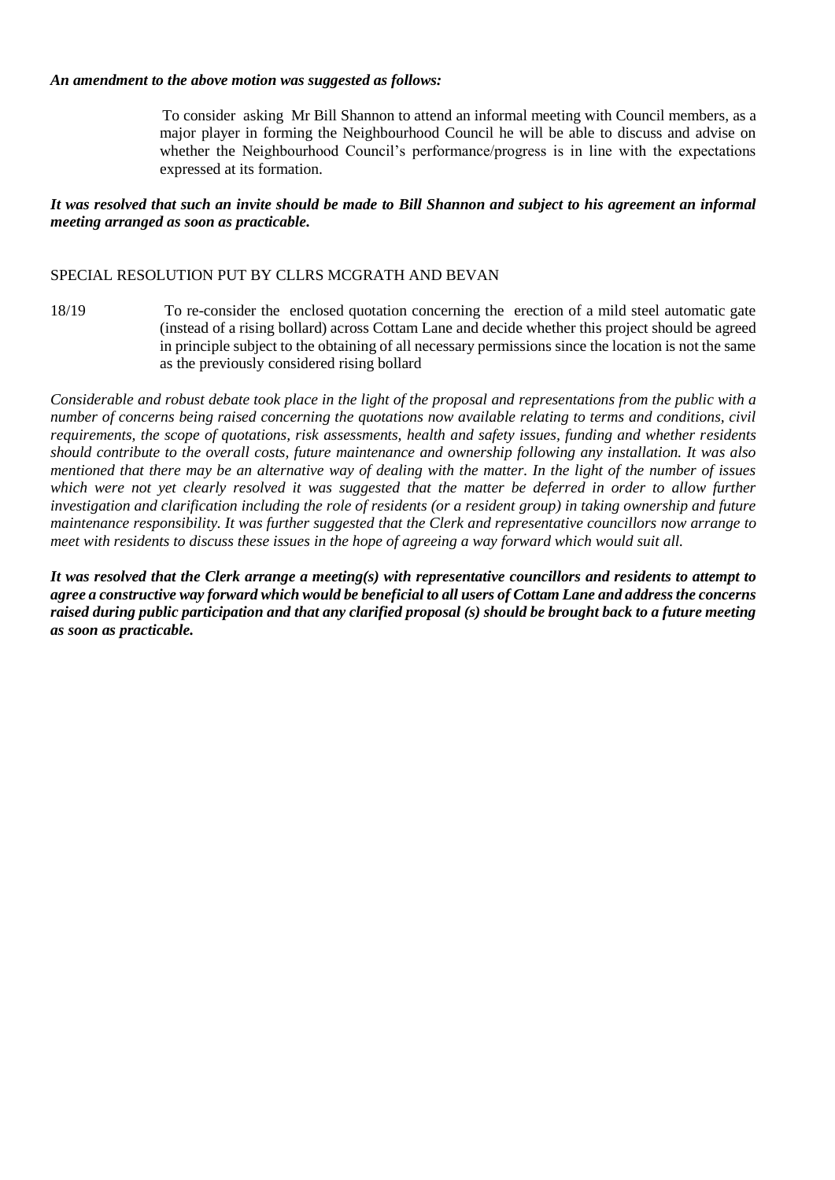***An amendment to the above motion was suggested as follows:***

To consider asking Mr Bill Shannon to attend an informal meeting with Council members, as a major player in forming the Neighbourhood Council he will be able to discuss and advise on whether the Neighbourhood Council's performance/progress is in line with the expectations expressed at its formation.

***It was resolved that such an invite should be made to Bill Shannon and subject to his agreement an informal meeting arranged as soon as practicable.***

SPECIAL RESOLUTION PUT BY CLLRS MCGRATH AND BEVAN

18/19 To re-consider the enclosed quotation concerning the erection of a mild steel automatic gate (instead of a rising bollard) across Cottam Lane and decide whether this project should be agreed in principle subject to the obtaining of all necessary permissions since the location is not the same as the previously considered rising bollard

*Considerable and robust debate took place in the light of the proposal and representations from the public with a number of concerns being raised concerning the quotations now available relating to terms and conditions, civil requirements, the scope of quotations, risk assessments, health and safety issues, funding and whether residents should contribute to the overall costs, future maintenance and ownership following any installation. It was also mentioned that there may be an alternative way of dealing with the matter. In the light of the number of issues which were not yet clearly resolved it was suggested that the matter be deferred in order to allow further investigation and clarification including the role of residents (or a resident group) in taking ownership and future maintenance responsibility. It was further suggested that the Clerk and representative councillors now arrange to meet with residents to discuss these issues in the hope of agreeing a way forward which would suit all.*

***It was resolved that the Clerk arrange a meeting(s) with representative councillors and residents to attempt to agree a constructive way forward which would be beneficial to all users of Cottam Lane and address the concerns raised during public participation and that any clarified proposal (s) should be brought back to a future meeting as soon as practicable.***